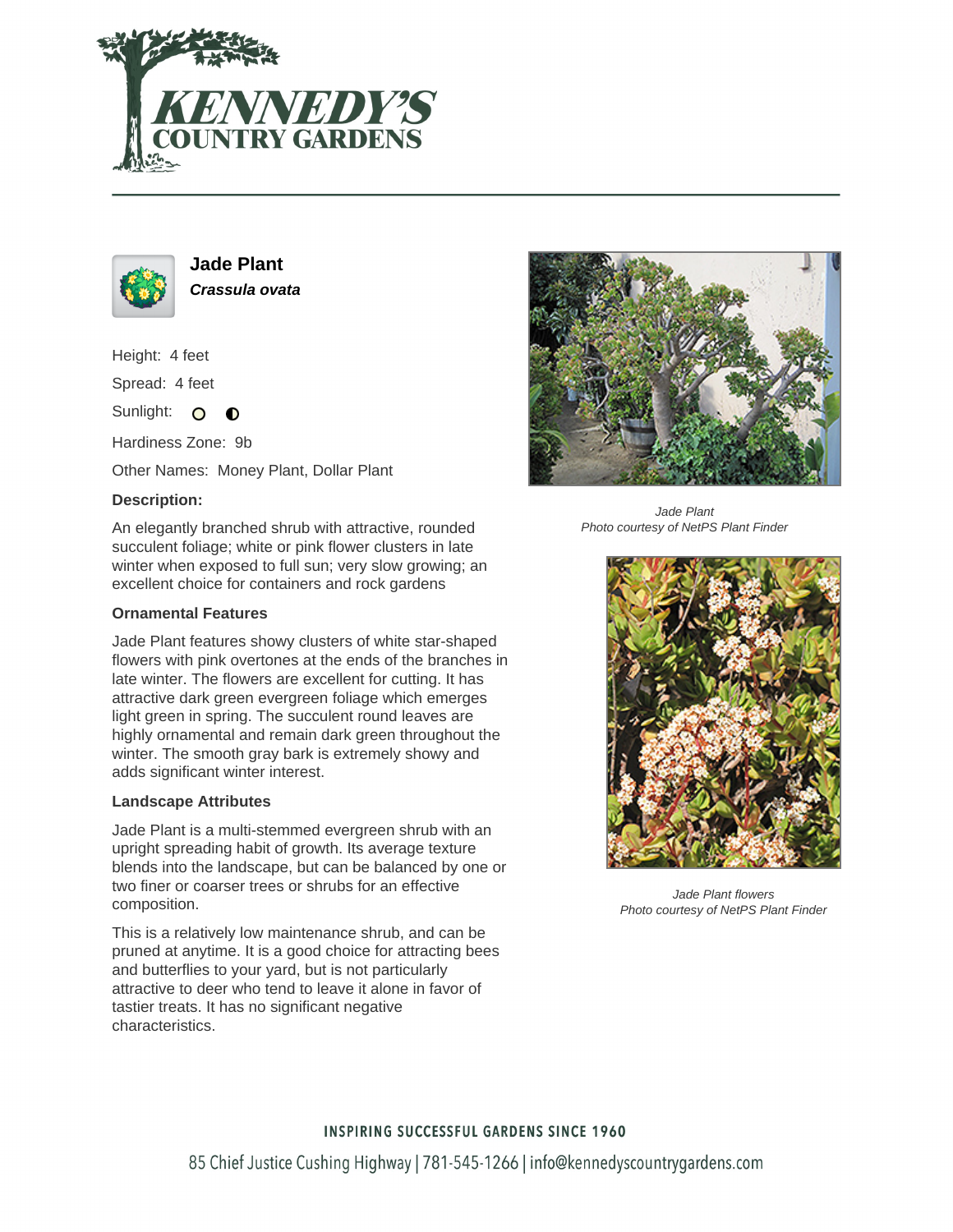# KENNEDY'S COUNTRY GARDENS

## Jade Plant

***Crassula ovata***

Height: 4 feet

Spread: 4 feet

Sunlight: ○ ◐

Hardiness Zone: 9b

Other Names: Money Plant, Dollar Plant

### Description:

An elegantly branched shrub with attractive, rounded succulent foliage; white or pink flower clusters in late winter when exposed to full sun; very slow growing; an excellent choice for containers and rock gardens

### Ornamental Features

Jade Plant features showy clusters of white star-shaped flowers with pink overtones at the ends of the branches in late winter. The flowers are excellent for cutting. It has attractive dark green evergreen foliage which emerges light green in spring. The succulent round leaves are highly ornamental and remain dark green throughout the winter. The smooth gray bark is extremely showy and adds significant winter interest.

### Landscape Attributes

Jade Plant is a multi-stemmed evergreen shrub with an upright spreading habit of growth. Its average texture blends into the landscape, but can be balanced by one or two finer or coarser trees or shrubs for an effective composition.

This is a relatively low maintenance shrub, and can be pruned at anytime. It is a good choice for attracting bees and butterflies to your yard, but is not particularly attractive to deer who tend to leave it alone in favor of tastier treats. It has no significant negative characteristics.

*Jade Plant*
*Photo courtesy of NetPS Plant Finder*

*Jade Plant flowers*
*Photo courtesy of NetPS Plant Finder*

**INSPIRING SUCCESSFUL GARDENS SINCE 1960**

85 Chief Justice Cushing Highway | 781-545-1266 | info@kennedyscountrygardens.com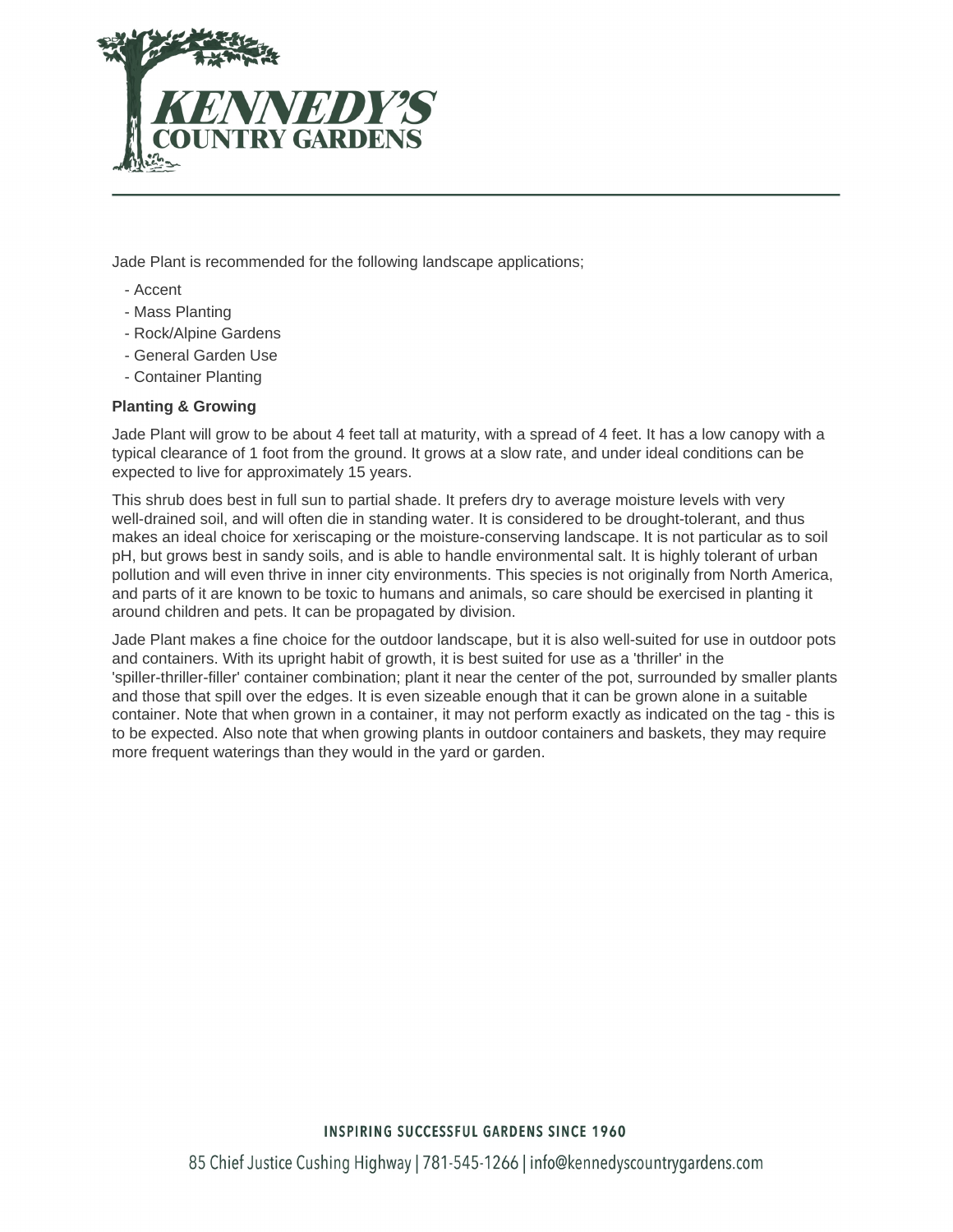Jade Plant is recommended for the following landscape applications;

- Accent
- Mass Planting
- Rock/Alpine Gardens
- General Garden Use
- Container Planting

**Planting & Growing**

Jade Plant will grow to be about 4 feet tall at maturity, with a spread of 4 feet. It has a low canopy with a typical clearance of 1 foot from the ground. It grows at a slow rate, and under ideal conditions can be expected to live for approximately 15 years.

This shrub does best in full sun to partial shade. It prefers dry to average moisture levels with very well-drained soil, and will often die in standing water. It is considered to be drought-tolerant, and thus makes an ideal choice for xeriscaping or the moisture-conserving landscape. It is not particular as to soil pH, but grows best in sandy soils, and is able to handle environmental salt. It is highly tolerant of urban pollution and will even thrive in inner city environments. This species is not originally from North America, and parts of it are known to be toxic to humans and animals, so care should be exercised in planting it around children and pets. It can be propagated by division.

Jade Plant makes a fine choice for the outdoor landscape, but it is also well-suited for use in outdoor pots and containers. With its upright habit of growth, it is best suited for use as a 'thriller' in the 'spiller-thriller-filler' container combination; plant it near the center of the pot, surrounded by smaller plants and those that spill over the edges. It is even sizeable enough that it can be grown alone in a suitable container. Note that when grown in a container, it may not perform exactly as indicated on the tag - this is to be expected. Also note that when growing plants in outdoor containers and baskets, they may require more frequent waterings than they would in the yard or garden.